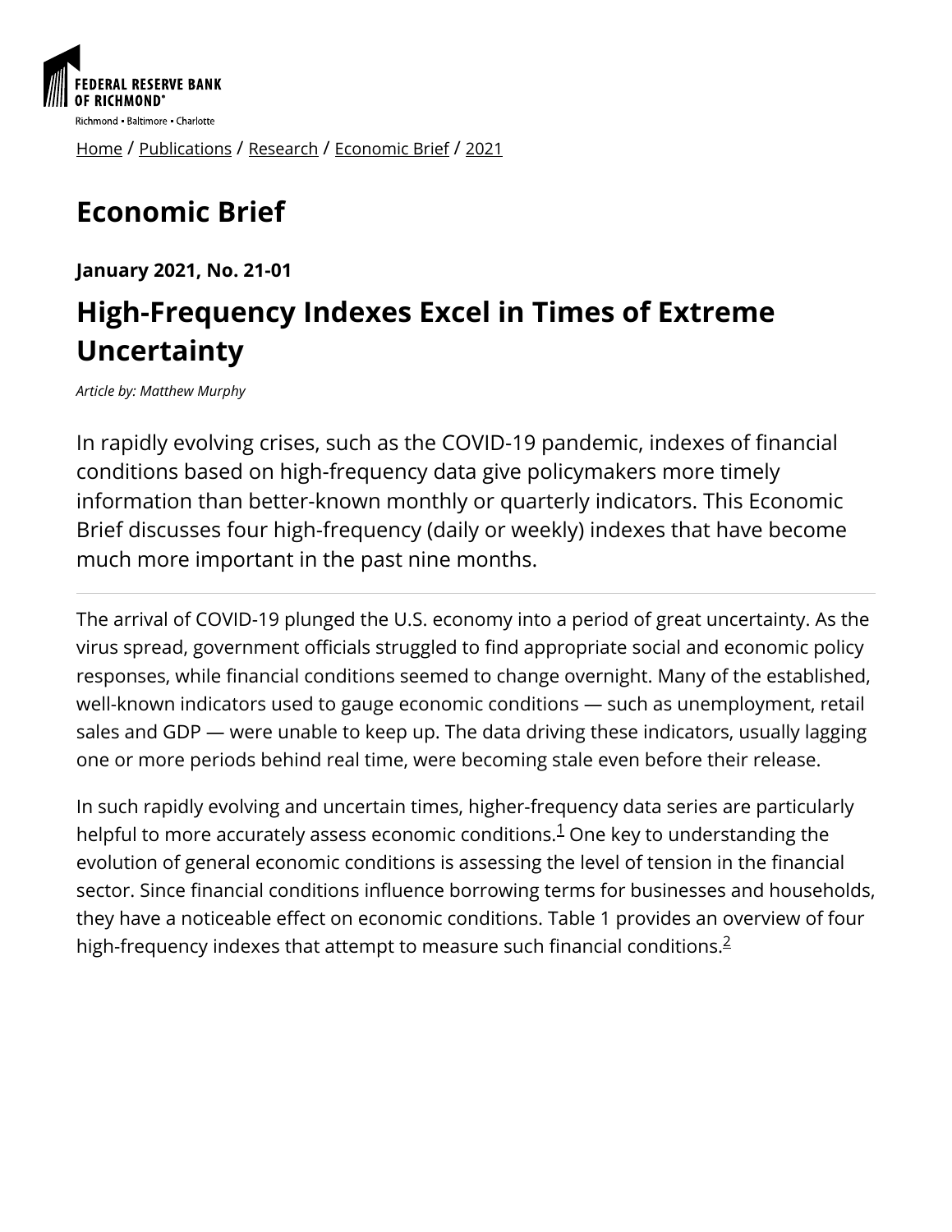FEDERAL RESERVE BANK OF RICHMOND

Richmond • Baltimore • Charlotte

Home / Publications / Research / Economic Brief / 2021

# Economic Brief

**January 2021, No. 21-01**

## High-Frequency Indexes Excel in Times of Extreme Uncertainty

*Article by: Matthew Murphy*

In rapidly evolving crises, such as the COVID-19 pandemic, indexes of financial conditions based on high-frequency data give policymakers more timely information than better-known monthly or quarterly indicators. This Economic Brief discusses four high-frequency (daily or weekly) indexes that have become much more important in the past nine months.

---

The arrival of COVID-19 plunged the U.S. economy into a period of great uncertainty. As the virus spread, government officials struggled to find appropriate social and economic policy responses, while financial conditions seemed to change overnight. Many of the established, well-known indicators used to gauge economic conditions — such as unemployment, retail sales and GDP — were unable to keep up. The data driving these indicators, usually lagging one or more periods behind real time, were becoming stale even before their release.

In such rapidly evolving and uncertain times, higher-frequency data series are particularly helpful to more accurately assess economic conditions.[1] One key to understanding the evolution of general economic conditions is assessing the level of tension in the financial sector. Since financial conditions influence borrowing terms for businesses and households, they have a noticeable effect on economic conditions. Table 1 provides an overview of four high-frequency indexes that attempt to measure such financial conditions.[2]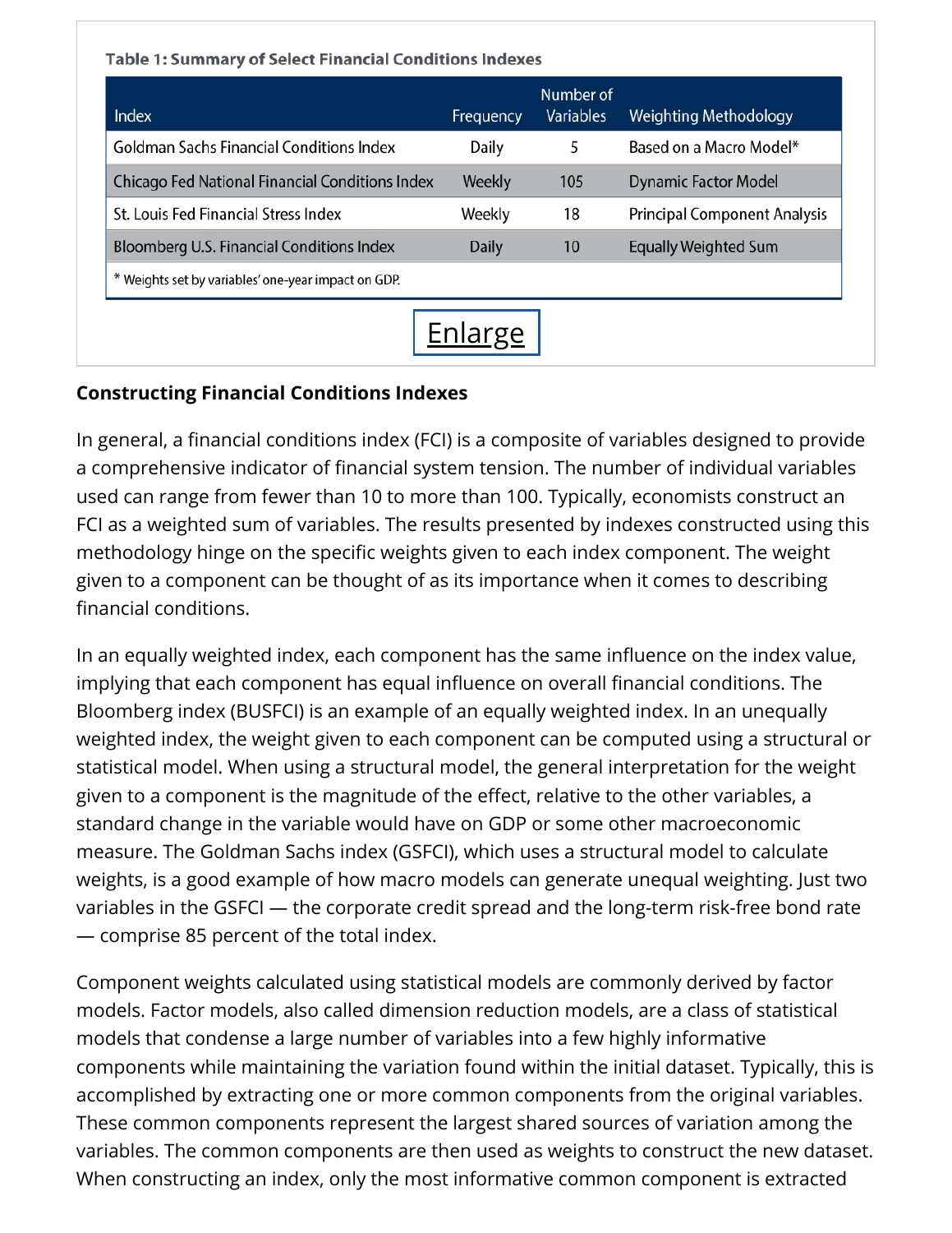**Table 1: Summary of Select Financial Conditions Indexes**

| Index | Frequency | Number of Variables | Weighting Methodology |
|---|---|---|---|
| Goldman Sachs Financial Conditions Index | Daily | 5 | Based on a Macro Model* |
| Chicago Fed National Financial Conditions Index | Weekly | 105 | Dynamic Factor Model |
| St. Louis Fed Financial Stress Index | Weekly | 18 | Principal Component Analysis |
| Bloomberg U.S. Financial Conditions Index | Daily | 10 | Equally Weighted Sum |

\* Weights set by variables' one-year impact on GDP.

Enlarge

**Constructing Financial Conditions Indexes**

In general, a financial conditions index (FCI) is a composite of variables designed to provide a comprehensive indicator of financial system tension. The number of individual variables used can range from fewer than 10 to more than 100. Typically, economists construct an FCI as a weighted sum of variables. The results presented by indexes constructed using this methodology hinge on the specific weights given to each index component. The weight given to a component can be thought of as its importance when it comes to describing financial conditions.

In an equally weighted index, each component has the same influence on the index value, implying that each component has equal influence on overall financial conditions. The Bloomberg index (BUSFCI) is an example of an equally weighted index. In an unequally weighted index, the weight given to each component can be computed using a structural or statistical model. When using a structural model, the general interpretation for the weight given to a component is the magnitude of the effect, relative to the other variables, a standard change in the variable would have on GDP or some other macroeconomic measure. The Goldman Sachs index (GSFCI), which uses a structural model to calculate weights, is a good example of how macro models can generate unequal weighting. Just two variables in the GSFCI — the corporate credit spread and the long-term risk-free bond rate — comprise 85 percent of the total index.

Component weights calculated using statistical models are commonly derived by factor models. Factor models, also called dimension reduction models, are a class of statistical models that condense a large number of variables into a few highly informative components while maintaining the variation found within the initial dataset. Typically, this is accomplished by extracting one or more common components from the original variables. These common components represent the largest shared sources of variation among the variables. The common components are then used as weights to construct the new dataset. When constructing an index, only the most informative common component is extracted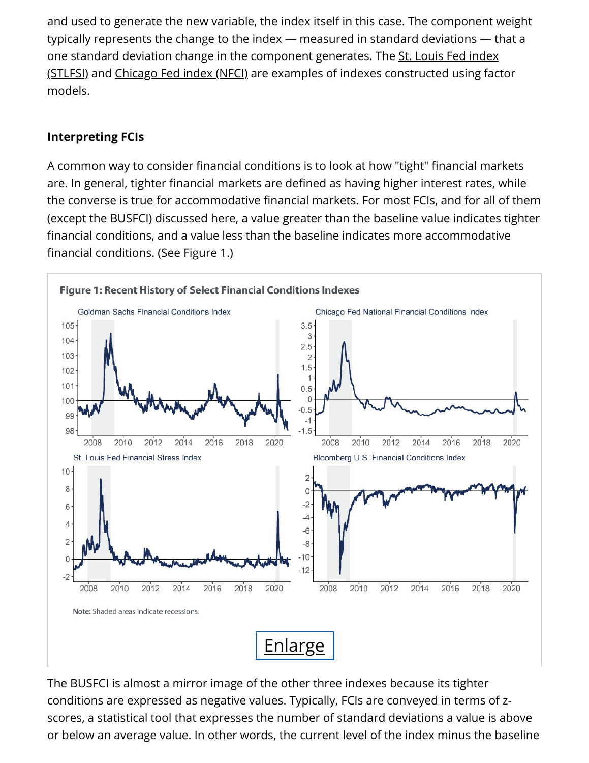and used to generate the new variable, the index itself in this case. The component weight typically represents the change to the index — measured in standard deviations — that a one standard deviation change in the component generates. The St. Louis Fed index (STLFSI) and Chicago Fed index (NFCI) are examples of indexes constructed using factor models.

### Interpreting FCIs

A common way to consider financial conditions is to look at how "tight" financial markets are. In general, tighter financial markets are defined as having higher interest rates, while the converse is true for accommodative financial markets. For most FCIs, and for all of them (except the BUSFCI) discussed here, a value greater than the baseline value indicates tighter financial conditions, and a value less than the baseline indicates more accommodative financial conditions. (See Figure 1.)

**Figure 1: Recent History of Select Financial Conditions Indexes**

Note: Shaded areas indicate recessions.

Enlarge

The BUSFCI is almost a mirror image of the other three indexes because its tighter conditions are expressed as negative values. Typically, FCIs are conveyed in terms of z-scores, a statistical tool that expresses the number of standard deviations a value is above or below an average value. In other words, the current level of the index minus the baseline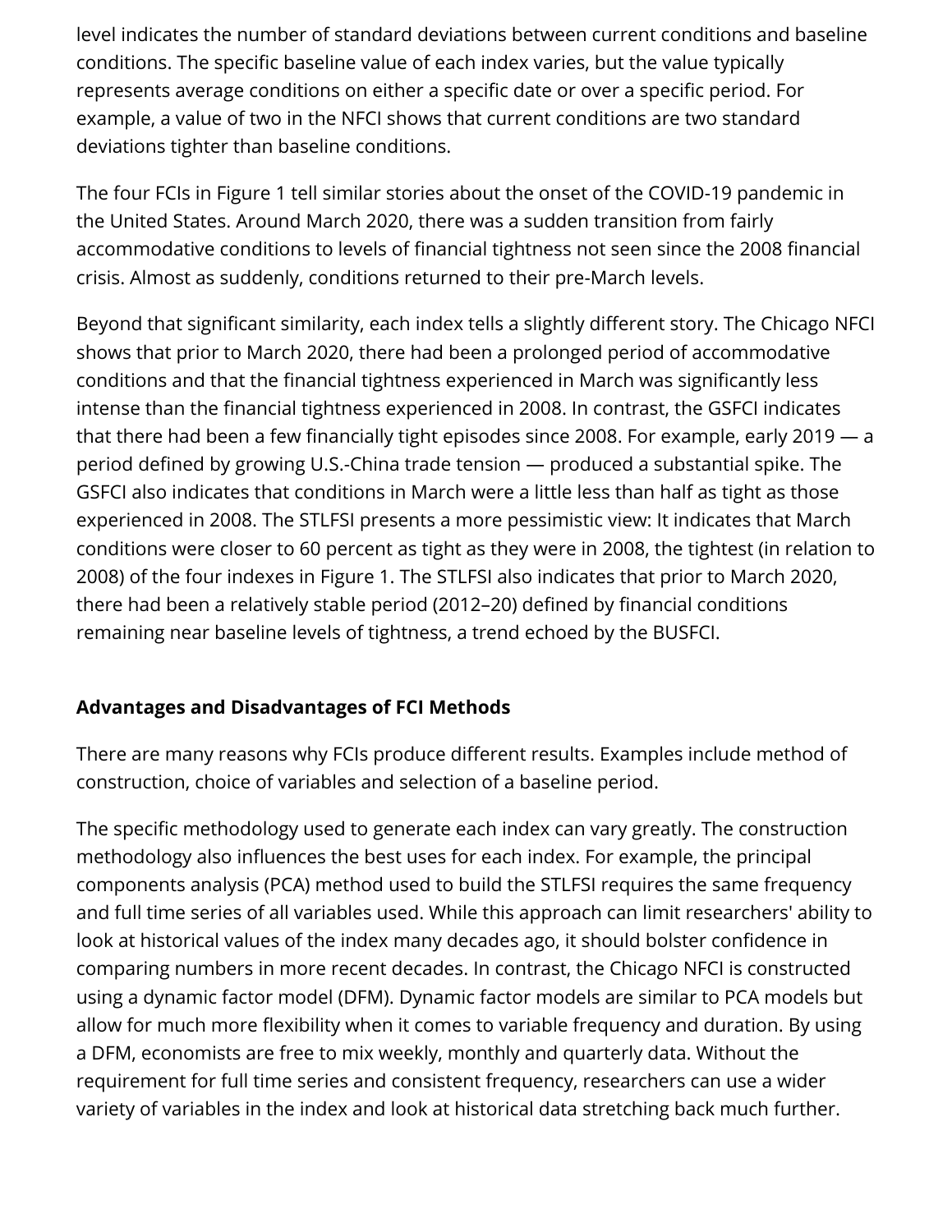level indicates the number of standard deviations between current conditions and baseline conditions. The specific baseline value of each index varies, but the value typically represents average conditions on either a specific date or over a specific period. For example, a value of two in the NFCI shows that current conditions are two standard deviations tighter than baseline conditions.

The four FCIs in Figure 1 tell similar stories about the onset of the COVID-19 pandemic in the United States. Around March 2020, there was a sudden transition from fairly accommodative conditions to levels of financial tightness not seen since the 2008 financial crisis. Almost as suddenly, conditions returned to their pre-March levels.

Beyond that significant similarity, each index tells a slightly different story. The Chicago NFCI shows that prior to March 2020, there had been a prolonged period of accommodative conditions and that the financial tightness experienced in March was significantly less intense than the financial tightness experienced in 2008. In contrast, the GSFCI indicates that there had been a few financially tight episodes since 2008. For example, early 2019 — a period defined by growing U.S.-China trade tension — produced a substantial spike. The GSFCI also indicates that conditions in March were a little less than half as tight as those experienced in 2008. The STLFSI presents a more pessimistic view: It indicates that March conditions were closer to 60 percent as tight as they were in 2008, the tightest (in relation to 2008) of the four indexes in Figure 1. The STLFSI also indicates that prior to March 2020, there had been a relatively stable period (2012–20) defined by financial conditions remaining near baseline levels of tightness, a trend echoed by the BUSFCI.

**Advantages and Disadvantages of FCI Methods**

There are many reasons why FCIs produce different results. Examples include method of construction, choice of variables and selection of a baseline period.

The specific methodology used to generate each index can vary greatly. The construction methodology also influences the best uses for each index. For example, the principal components analysis (PCA) method used to build the STLFSI requires the same frequency and full time series of all variables used. While this approach can limit researchers' ability to look at historical values of the index many decades ago, it should bolster confidence in comparing numbers in more recent decades. In contrast, the Chicago NFCI is constructed using a dynamic factor model (DFM). Dynamic factor models are similar to PCA models but allow for much more flexibility when it comes to variable frequency and duration. By using a DFM, economists are free to mix weekly, monthly and quarterly data. Without the requirement for full time series and consistent frequency, researchers can use a wider variety of variables in the index and look at historical data stretching back much further.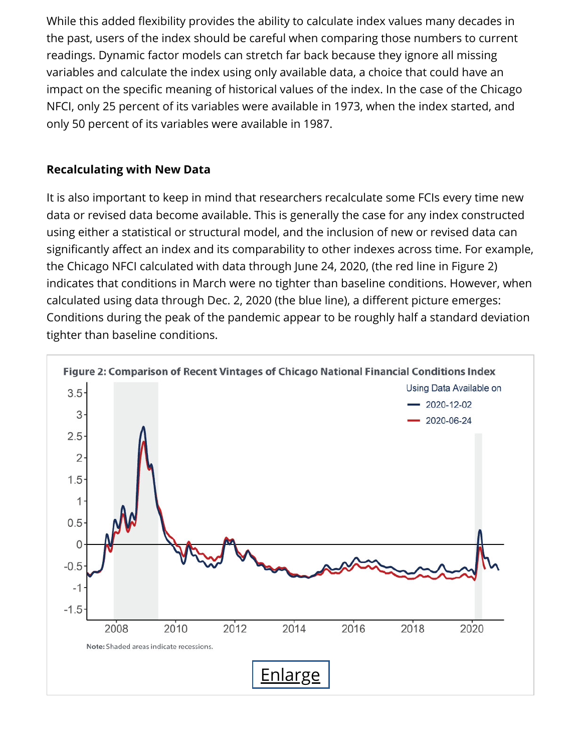While this added flexibility provides the ability to calculate index values many decades in the past, users of the index should be careful when comparing those numbers to current readings. Dynamic factor models can stretch far back because they ignore all missing variables and calculate the index using only available data, a choice that could have an impact on the specific meaning of historical values of the index. In the case of the Chicago NFCI, only 25 percent of its variables were available in 1973, when the index started, and only 50 percent of its variables were available in 1987.

### Recalculating with New Data

It is also important to keep in mind that researchers recalculate some FCIs every time new data or revised data become available. This is generally the case for any index constructed using either a statistical or structural model, and the inclusion of new or revised data can significantly affect an index and its comparability to other indexes across time. For example, the Chicago NFCI calculated with data through June 24, 2020, (the red line in Figure 2) indicates that conditions in March were no tighter than baseline conditions. However, when calculated using data through Dec. 2, 2020 (the blue line), a different picture emerges: Conditions during the peak of the pandemic appear to be roughly half a standard deviation tighter than baseline conditions.

**Figure 2: Comparison of Recent Vintages of Chicago National Financial Conditions Index**

**Note:** Shaded areas indicate recessions.

Enlarge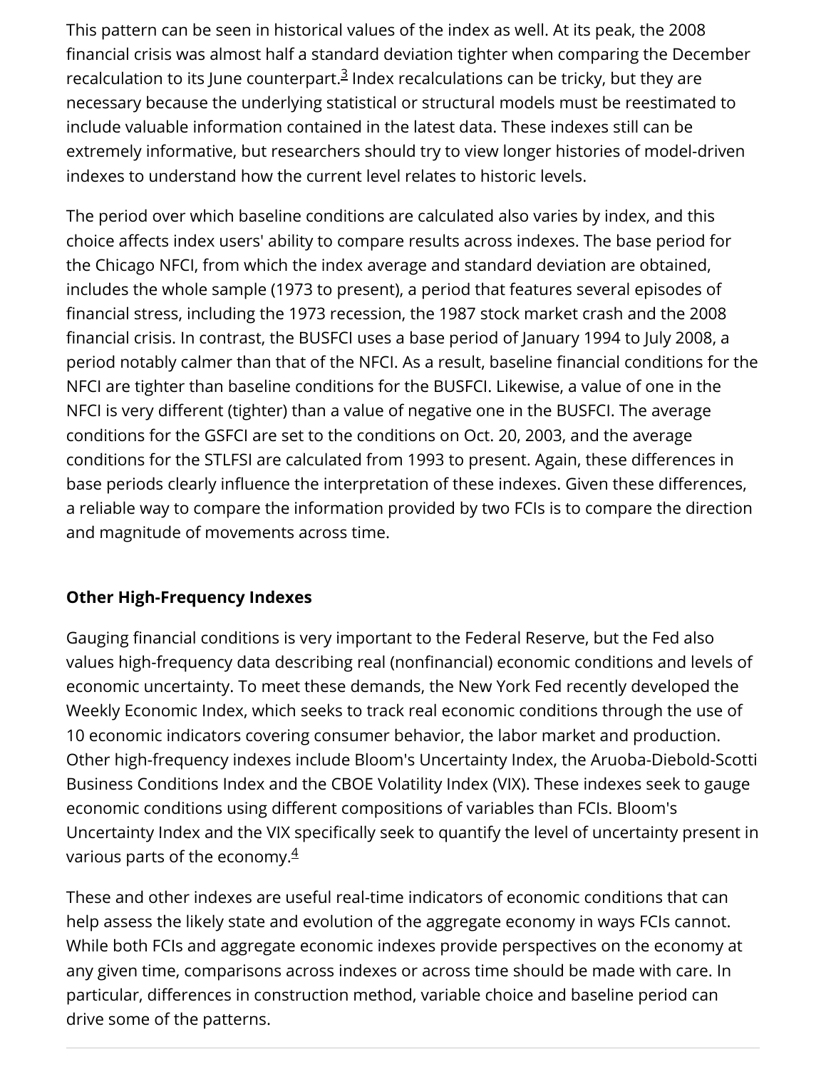This pattern can be seen in historical values of the index as well. At its peak, the 2008 financial crisis was almost half a standard deviation tighter when comparing the December recalculation to its June counterpart.[3] Index recalculations can be tricky, but they are necessary because the underlying statistical or structural models must be reestimated to include valuable information contained in the latest data. These indexes still can be extremely informative, but researchers should try to view longer histories of model-driven indexes to understand how the current level relates to historic levels.

The period over which baseline conditions are calculated also varies by index, and this choice affects index users' ability to compare results across indexes. The base period for the Chicago NFCI, from which the index average and standard deviation are obtained, includes the whole sample (1973 to present), a period that features several episodes of financial stress, including the 1973 recession, the 1987 stock market crash and the 2008 financial crisis. In contrast, the BUSFCI uses a base period of January 1994 to July 2008, a period notably calmer than that of the NFCI. As a result, baseline financial conditions for the NFCI are tighter than baseline conditions for the BUSFCI. Likewise, a value of one in the NFCI is very different (tighter) than a value of negative one in the BUSFCI. The average conditions for the GSFCI are set to the conditions on Oct. 20, 2003, and the average conditions for the STLFSI are calculated from 1993 to present. Again, these differences in base periods clearly influence the interpretation of these indexes. Given these differences, a reliable way to compare the information provided by two FCIs is to compare the direction and magnitude of movements across time.

## Other High-Frequency Indexes

Gauging financial conditions is very important to the Federal Reserve, but the Fed also values high-frequency data describing real (nonfinancial) economic conditions and levels of economic uncertainty. To meet these demands, the New York Fed recently developed the Weekly Economic Index, which seeks to track real economic conditions through the use of 10 economic indicators covering consumer behavior, the labor market and production. Other high-frequency indexes include Bloom's Uncertainty Index, the Aruoba-Diebold-Scotti Business Conditions Index and the CBOE Volatility Index (VIX). These indexes seek to gauge economic conditions using different compositions of variables than FCIs. Bloom's Uncertainty Index and the VIX specifically seek to quantify the level of uncertainty present in various parts of the economy.[4]

These and other indexes are useful real-time indicators of economic conditions that can help assess the likely state and evolution of the aggregate economy in ways FCIs cannot. While both FCIs and aggregate economic indexes provide perspectives on the economy at any given time, comparisons across indexes or across time should be made with care. In particular, differences in construction method, variable choice and baseline period can drive some of the patterns.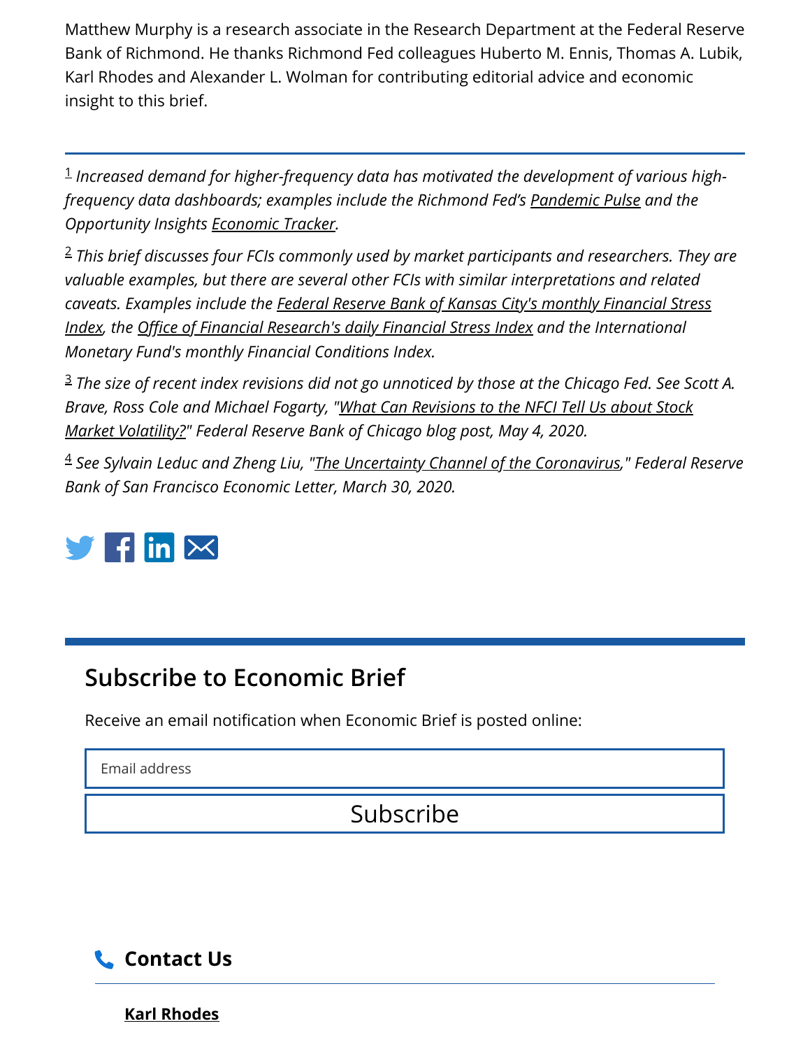Matthew Murphy is a research associate in the Research Department at the Federal Reserve Bank of Richmond. He thanks Richmond Fed colleagues Huberto M. Ennis, Thomas A. Lubik, Karl Rhodes and Alexander L. Wolman for contributing editorial advice and economic insight to this brief.

---

[1] *Increased demand for higher-frequency data has motivated the development of various high-frequency data dashboards; examples include the Richmond Fed's Pandemic Pulse and the Opportunity Insights Economic Tracker.*

[2] *This brief discusses four FCIs commonly used by market participants and researchers. They are valuable examples, but there are several other FCIs with similar interpretations and related caveats. Examples include the Federal Reserve Bank of Kansas City's monthly Financial Stress Index, the Office of Financial Research's daily Financial Stress Index and the International Monetary Fund's monthly Financial Conditions Index.*

[3] *The size of recent index revisions did not go unnoticed by those at the Chicago Fed. See Scott A. Brave, Ross Cole and Michael Fogarty, "What Can Revisions to the NFCI Tell Us about Stock Market Volatility?" Federal Reserve Bank of Chicago blog post, May 4, 2020.*

[4] *See Sylvain Leduc and Zheng Liu, "The Uncertainty Channel of the Coronavirus," Federal Reserve Bank of San Francisco Economic Letter, March 30, 2020.*

## Subscribe to Economic Brief

Receive an email notification when Economic Brief is posted online:

Email address

Subscribe

## Contact Us

**Karl Rhodes**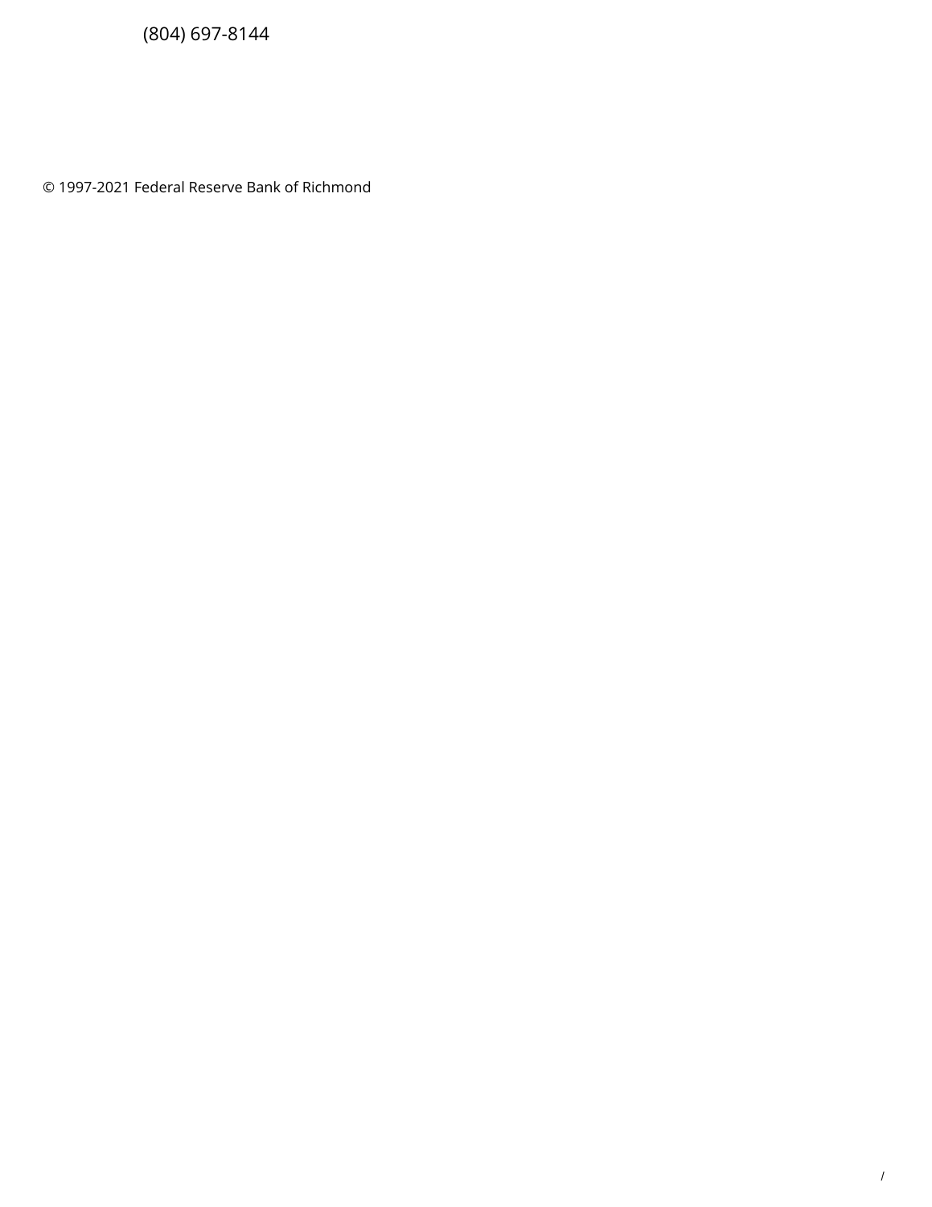(804) 697-8144

© 1997-2021 Federal Reserve Bank of Richmond